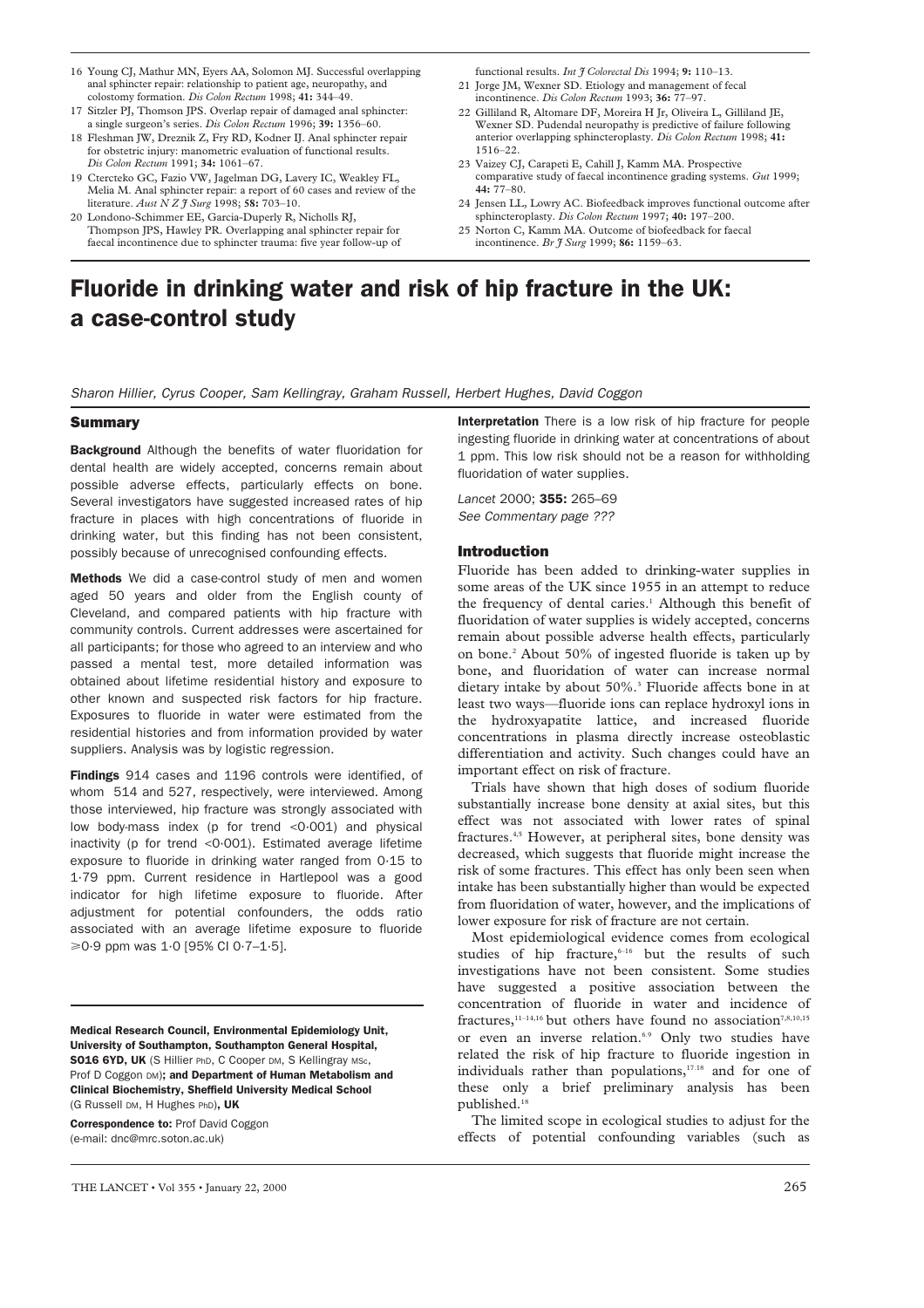16 Young CJ, Mathur MN, Eyers AA, Solomon MJ. Successful overlapping anal sphincter repair: relationship to patient age, neuropathy, and colostomy formation. *Dis Colon Rectum* 1998; **41:** 344–49.

17 Sitzler PJ, Thomson JPS. Overlap repair of damaged anal sphincter: a single surgeon's series. *Dis Colon Rectum* 1996; **39:** 1356–60.

18 Fleshman JW, Dreznik Z, Fry RD, Kodner IJ. Anal sphincter repair for obstetric injury: manometric evaluation of functional results. *Dis Colon Rectum* 1991; **34:** 1061–67.

19 Ctercteko GC, Fazio VW, Jagelman DG, Lavery IC, Weakley FL, Melia M. Anal sphincter repair: a report of 60 cases and review of the literature. *Aust N Z J Surg* 1998; **58:** 703–10.

20 Londono-Schimmer EE, Garcia-Duperly R, Nicholls RJ, Thompson JPS, Hawley PR. Overlapping anal sphincter repair for faecal incontinence due to sphincter trauma: five year follow-up of functional results. *Int J Colorectal Dis* 1994; **9:** 110–13.

21 Jorge JM, Wexner SD. Etiology and management of fecal incontinence. *Dis Colon Rectum* 1993; **36:** 77–97.

22 Gilliland R, Altomare DF, Moreira H Jr, Oliveira L, Gilliland JE, Wexner SD. Pudendal neuropathy is predictive of failure following anterior overlapping sphincteroplasty. *Dis Colon Rectum* 1998; **41:** 1516–22.

23 Vaizey CJ, Carapeti E, Cahill J, Kamm MA. Prospective comparative study of faecal incontinence grading systems. *Gut* 1999; **44:** 77–80.

24 Jensen LL, Lowry AC. Biofeedback improves functional outcome after sphincteroplasty. *Dis Colon Rectum* 1997; **40:** 197–200.

25 Norton C, Kamm MA. Outcome of biofeedback for faecal incontinence. *Br J Surg* 1999; **86:** 1159–63.

# Fluoride in drinking water and risk of hip fracture in the UK: a case-control study

*Sharon Hillier, Cyrus Cooper, Sam Kellingray, Graham Russell, Herbert Hughes, David Coggon*

## Summary

**Background** Although the benefits of water fluoridation for dental health are widely accepted, concerns remain about possible adverse effects, particularly effects on bone. Several investigators have suggested increased rates of hip fracture in places with high concentrations of fluoride in drinking water, but this finding has not been consistent, possibly because of unrecognised confounding effects.

**Methods** We did a case-control study of men and women aged 50 years and older from the English county of Cleveland, and compared patients with hip fracture with community controls. Current addresses were ascertained for all participants; for those who agreed to an interview and who passed a mental test, more detailed information was obtained about lifetime residential history and exposure to other known and suspected risk factors for hip fracture. Exposures to fluoride in water were estimated from the residential histories and from information provided by water suppliers. Analysis was by logistic regression.

**Findings** 914 cases and 1196 controls were identified, of whom 514 and 527, respectively, were interviewed. Among those interviewed, hip fracture was strongly associated with low body-mass index (p for trend <0·001) and physical inactivity (p for trend <0·001). Estimated average lifetime exposure to fluoride in drinking water ranged from 0·15 to 1·79 ppm. Current residence in Hartlepool was a good indicator for high lifetime exposure to fluoride. After adjustment for potential confounders, the odds ratio associated with an average lifetime exposure to fluoride ≥0·9 ppm was 1·0 [95% CI 0·7–1·5].

**Interpretation** There is a low risk of hip fracture for people ingesting fluoride in drinking water at concentrations of about 1 ppm. This low risk should not be a reason for withholding fluoridation of water supplies.

*Lancet* 2000; **355:** 265–69
*See Commentary page ???*

**Medical Research Council, Environmental Epidemiology Unit, University of Southampton, Southampton General Hospital, SO16 6YD, UK** (S Hillier PhD, C Cooper DM, S Kellingray MSc, Prof D Coggon DM)**; and Department of Human Metabolism and Clinical Biochemistry, Sheffield University Medical School** (G Russell DM, H Hughes PhD)**, UK**

**Correspondence to:** Prof David Coggon (e-mail: dnc@mrc.soton.ac.uk)

## Introduction

Fluoride has been added to drinking-water supplies in some areas of the UK since 1955 in an attempt to reduce the frequency of dental caries.[1] Although this benefit of fluoridation of water supplies is widely accepted, concerns remain about possible adverse health effects, particularly on bone.[2] About 50% of ingested fluoride is taken up by bone, and fluoridation of water can increase normal dietary intake by about 50%.[3] Fluoride affects bone in at least two ways—fluoride ions can replace hydroxyl ions in the hydroxyapatite lattice, and increased fluoride concentrations in plasma directly increase osteoblastic differentiation and activity. Such changes could have an important effect on risk of fracture.

Trials have shown that high doses of sodium fluoride substantially increase bone density at axial sites, but this effect was not associated with lower rates of spinal fractures.[4,5] However, at peripheral sites, bone density was decreased, which suggests that fluoride might increase the risk of some fractures. This effect has only been seen when intake has been substantially higher than would be expected from fluoridation of water, however, and the implications of lower exposure for risk of fracture are not certain.

Most epidemiological evidence comes from ecological studies of hip fracture,[6–16] but the results of such investigations have not been consistent. Some studies have suggested a positive association between the concentration of fluoride in water and incidence of fractures,[11–14,16] but others have found no association[7,8,10,15] or even an inverse relation.[6,9] Only two studies have related the risk of hip fracture to fluoride ingestion in individuals rather than populations,[17,18] and for one of these only a brief preliminary analysis has been published.[18]

The limited scope in ecological studies to adjust for the effects of potential confounding variables (such as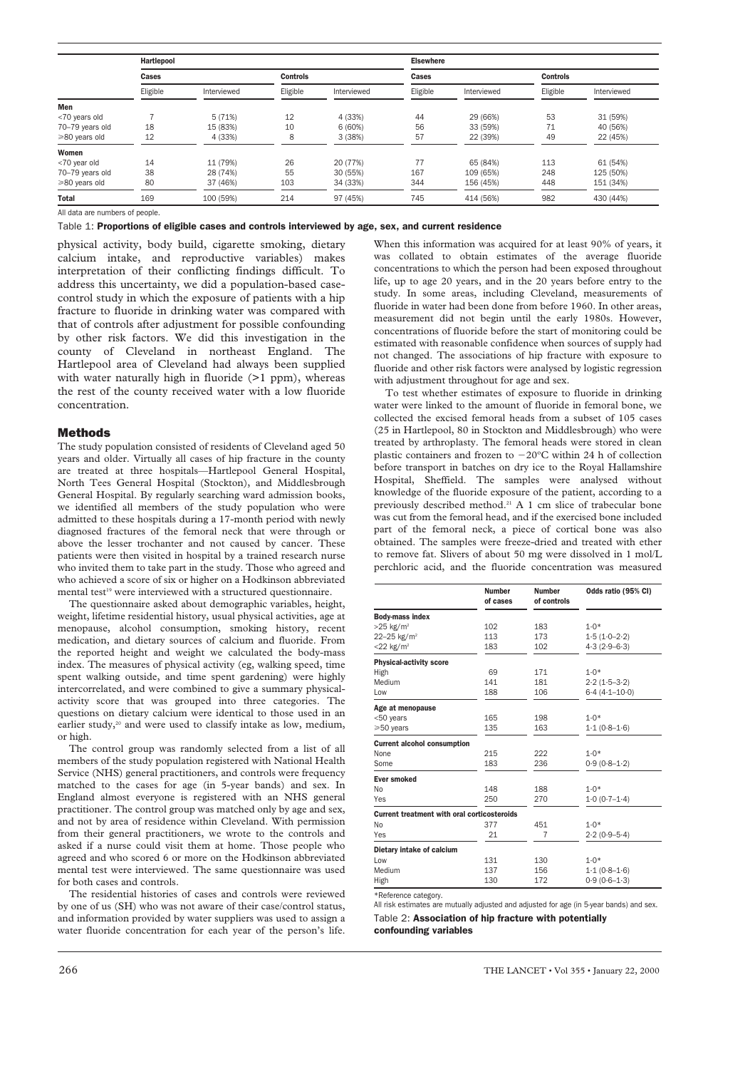| | Hartlepool | | | | Elsewhere | | | |
|---|---|---|---|---|---|---|---|---|
| | Cases | | Controls | | Cases | | Controls | |
| | Eligible | Interviewed | Eligible | Interviewed | Eligible | Interviewed | Eligible | Interviewed |
| **Men** | | | | | | | | |
| <70 years old | 7 | 5 (71%) | 12 | 4 (33%) | 44 | 29 (66%) | 53 | 31 (59%) |
| 70–79 years old | 18 | 15 (83%) | 10 | 6 (60%) | 56 | 33 (59%) | 71 | 40 (56%) |
| ≥80 years old | 12 | 4 (33%) | 8 | 3 (38%) | 57 | 22 (39%) | 49 | 22 (45%) |
| **Women** | | | | | | | | |
| <70 year old | 14 | 11 (79%) | 26 | 20 (77%) | 77 | 65 (84%) | 113 | 61 (54%) |
| 70–79 years old | 38 | 28 (74%) | 55 | 30 (55%) | 167 | 109 (65%) | 248 | 125 (50%) |
| ≥80 years old | 80 | 37 (46%) | 103 | 34 (33%) | 344 | 156 (45%) | 448 | 151 (34%) |
| **Total** | 169 | 100 (59%) | 214 | 97 (45%) | 745 | 414 (56%) | 982 | 430 (44%) |

All data are numbers of people.

Table 1: **Proportions of eligible cases and controls interviewed by age, sex, and current residence**

physical activity, body build, cigarette smoking, dietary calcium intake, and reproductive variables) makes interpretation of their conflicting findings difficult. To address this uncertainty, we did a population-based case-control study in which the exposure of patients with a hip fracture to fluoride in drinking water was compared with that of controls after adjustment for possible confounding by other risk factors. We did this investigation in the county of Cleveland in northeast England. The Hartlepool area of Cleveland had always been supplied with water naturally high in fluoride (>1 ppm), whereas the rest of the county received water with a low fluoride concentration.

## Methods

The study population consisted of residents of Cleveland aged 50 years and older. Virtually all cases of hip fracture in the county are treated at three hospitals—Hartlepool General Hospital, North Tees General Hospital (Stockton), and Middlesbrough General Hospital. By regularly searching ward admission books, we identified all members of the study population who were admitted to these hospitals during a 17-month period with newly diagnosed fractures of the femoral neck that were through or above the lesser trochanter and not caused by cancer. These patients were then visited in hospital by a trained research nurse who invited them to take part in the study. Those who agreed and who achieved a score of six or higher on a Hodkinson abbreviated mental test[19] were interviewed with a structured questionnaire.

The questionnaire asked about demographic variables, height, weight, lifetime residential history, usual physical activities, age at menopause, alcohol consumption, smoking history, recent medication, and dietary sources of calcium and fluoride. From the reported height and weight we calculated the body-mass index. The measures of physical activity (eg, walking speed, time spent walking outside, and time spent gardening) were highly intercorrelated, and were combined to give a summary physical-activity score that was grouped into three categories. The questions on dietary calcium were identical to those used in an earlier study,[20] and were used to classify intake as low, medium, or high.

The control group was randomly selected from a list of all members of the study population registered with National Health Service (NHS) general practitioners, and controls were frequency matched to the cases for age (in 5-year bands) and sex. In England almost everyone is registered with an NHS general practitioner. The control group was matched only by age and sex, and not by area of residence within Cleveland. With permission from their general practitioners, we wrote to the controls and asked if a nurse could visit them at home. Those people who agreed and who scored 6 or more on the Hodkinson abbreviated mental test were interviewed. The same questionnaire was used for both cases and controls.

The residential histories of cases and controls were reviewed by one of us (SH) who was not aware of their case/control status, and information provided by water suppliers was used to assign a water fluoride concentration for each year of the person's life. When this information was acquired for at least 90% of years, it was collated to obtain estimates of the average fluoride concentrations to which the person had been exposed throughout life, up to age 20 years, and in the 20 years before entry to the study. In some areas, including Cleveland, measurements of fluoride in water had been done from before 1960. In other areas, measurement did not begin until the early 1980s. However, concentrations of fluoride before the start of monitoring could be estimated with reasonable confidence when sources of supply had not changed. The associations of hip fracture with exposure to fluoride and other risk factors were analysed by logistic regression with adjustment throughout for age and sex.

To test whether estimates of exposure to fluoride in drinking water were linked to the amount of fluoride in femoral bone, we collected the excised femoral heads from a subset of 105 cases (25 in Hartlepool, 80 in Stockton and Middlesbrough) who were treated by arthroplasty. The femoral heads were stored in clean plastic containers and frozen to −20°C within 24 h of collection before transport in batches on dry ice to the Royal Hallamshire Hospital, Sheffield. The samples were analysed without knowledge of the fluoride exposure of the patient, according to a previously described method.[21] A 1 cm slice of trabecular bone was cut from the femoral head, and if the exercised bone included part of the femoral neck, a piece of cortical bone was also obtained. The samples were freeze-dried and treated with ether to remove fat. Slivers of about 50 mg were dissolved in 1 mol/L perchloric acid, and the fluoride concentration was measured

| | Number of cases | Number of controls | Odds ratio (95% CI) |
|---|---|---|---|
| **Body-mass index** | | | |
| >25 kg/m² | 102 | 183 | 1·0* |
| 22–25 kg/m² | 113 | 173 | 1·5 (1·0–2·2) |
| <22 kg/m² | 183 | 102 | 4·3 (2·9–6·3) |
| **Physical-activity score** | | | |
| High | 69 | 171 | 1·0* |
| Medium | 141 | 181 | 2·2 (1·5–3·2) |
| Low | 188 | 106 | 6·4 (4·1–10·0) |
| **Age at menopause** | | | |
| <50 years | 165 | 198 | 1·0* |
| ≥50 years | 135 | 163 | 1·1 (0·8–1·6) |
| **Current alcohol consumption** | | | |
| None | 215 | 222 | 1·0* |
| Some | 183 | 236 | 0·9 (0·8–1·2) |
| **Ever smoked** | | | |
| No | 148 | 188 | 1·0* |
| Yes | 250 | 270 | 1·0 (0·7–1·4) |
| **Current treatment with oral corticosteroids** | | | |
| No | 377 | 451 | 1·0* |
| Yes | 21 | 7 | 2·2 (0·9–5·4) |
| **Dietary intake of calcium** | | | |
| Low | 131 | 130 | 1·0* |
| Medium | 137 | 156 | 1·1 (0·8–1·6) |
| High | 130 | 172 | 0·9 (0·6–1·3) |

*Reference category.
All risk estimates are mutually adjusted and adjusted for age (in 5-year bands) and sex.

Table 2: **Association of hip fracture with potentially confounding variables**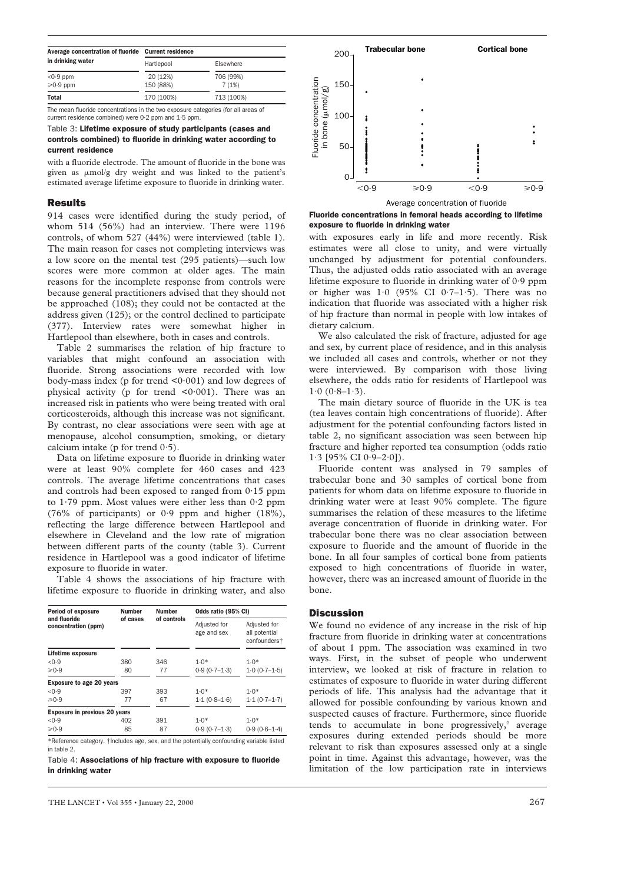| Average concentration of fluoride in drinking water | Current residence | |
|---|---|---|
| | Hartlepool | Elsewhere |
| <0·9 ppm | 20 (12%) | 706 (99%) |
| ⩾0·9 ppm | 150 (88%) | 7 (1%) |
| **Total** | 170 (100%) | 713 (100%) |

The mean fluoride concentrations in the two exposure categories (for all areas of current residence combined) were 0·2 ppm and 1·5 ppm.

Table 3: **Lifetime exposure of study participants (cases and controls combined) to fluoride in drinking water according to current residence**

with a fluoride electrode. The amount of fluoride in the bone was given as μmol/g dry weight and was linked to the patient's estimated average lifetime exposure to fluoride in drinking water.

## Results

914 cases were identified during the study period, of whom 514 (56%) had an interview. There were 1196 controls, of whom 527 (44%) were interviewed (table 1). The main reason for cases not completing interviews was a low score on the mental test (295 patients)—such low scores were more common at older ages. The main reasons for the incomplete response from controls were because general practitioners advised that they should not be approached (108); they could not be contacted at the address given (125); or the control declined to participate (377). Interview rates were somewhat higher in Hartlepool than elsewhere, both in cases and controls.

Table 2 summarises the relation of hip fracture to variables that might confound an association with fluoride. Strong associations were recorded with low body-mass index (p for trend <0·001) and low degrees of physical activity (p for trend <0·001). There was an increased risk in patients who were being treated with oral corticosteroids, although this increase was not significant. By contrast, no clear associations were seen with age at menopause, alcohol consumption, smoking, or dietary calcium intake (p for trend 0·5).

Data on lifetime exposure to fluoride in drinking water were at least 90% complete for 460 cases and 423 controls. The average lifetime concentrations that cases and controls had been exposed to ranged from 0·15 ppm to 1·79 ppm. Most values were either less than 0·2 ppm (76% of participants) or 0·9 ppm and higher (18%), reflecting the large difference between Hartlepool and elsewhere in Cleveland and the low rate of migration between different parts of the county (table 3). Current residence in Hartlepool was a good indicator of lifetime exposure to fluoride in water.

Table 4 shows the associations of hip fracture with lifetime exposure to fluoride in drinking water, and also

| Period of exposure and fluoride concentration (ppm) | Number of cases | Number of controls | Odds ratio (95% CI) | |
|---|---|---|---|---|
| | | | Adjusted for age and sex | Adjusted for all potential confounders† |
| **Lifetime exposure** | | | | |
| <0·9 | 380 | 346 | 1·0* | 1·0* |
| ⩾0·9 | 80 | 77 | 0·9 (0·7–1·3) | 1·0 (0·7–1·5) |
| **Exposure to age 20 years** | | | | |
| <0·9 | 397 | 393 | 1·0* | 1·0* |
| ⩾0·9 | 77 | 67 | 1·1 (0·8–1·6) | 1·1 (0·7–1·7) |
| **Exposure in previous 20 years** | | | | |
| <0·9 | 402 | 391 | 1·0* | 1·0* |
| ⩾0·9 | 85 | 87 | 0·9 (0·7–1·3) | 0·9 (0·6–1·4) |

*Reference category. †Includes age, sex, and the potentially confounding variable listed in table 2.

Table 4: **Associations of hip fracture with exposure to fluoride in drinking water**

**Fluoride concentrations in femoral heads according to lifetime exposure to fluoride in drinking water**

with exposures early in life and more recently. Risk estimates were all close to unity, and were virtually unchanged by adjustment for potential confounders. Thus, the adjusted odds ratio associated with an average lifetime exposure to fluoride in drinking water of 0·9 ppm or higher was 1·0 (95% CI 0·7–1·5). There was no indication that fluoride was associated with a higher risk of hip fracture than normal in people with low intakes of dietary calcium.

We also calculated the risk of fracture, adjusted for age and sex, by current place of residence, and in this analysis we included all cases and controls, whether or not they were interviewed. By comparison with those living elsewhere, the odds ratio for residents of Hartlepool was 1·0 (0·8–1·3).

The main dietary source of fluoride in the UK is tea (tea leaves contain high concentrations of fluoride). After adjustment for the potential confounding factors listed in table 2, no significant association was seen between hip fracture and higher reported tea consumption (odds ratio 1·3 [95% CI 0·9–2·0]).

Fluoride content was analysed in 79 samples of trabecular bone and 30 samples of cortical bone from patients for whom data on lifetime exposure to fluoride in drinking water were at least 90% complete. The figure summarises the relation of these measures to the lifetime average concentration of fluoride in drinking water. For trabecular bone there was no clear association between exposure to fluoride and the amount of fluoride in the bone. In all four samples of cortical bone from patients exposed to high concentrations of fluoride in water, however, there was an increased amount of fluoride in the bone.

## Discussion

We found no evidence of any increase in the risk of hip fracture from fluoride in drinking water at concentrations of about 1 ppm. The association was examined in two ways. First, in the subset of people who underwent interview, we looked at risk of fracture in relation to estimates of exposure to fluoride in water during different periods of life. This analysis had the advantage that it allowed for possible confounding by various known and suspected causes of fracture. Furthermore, since fluoride tends to accumulate in bone progressively,[2] average exposures during extended periods should be more relevant to risk than exposures assessed only at a single point in time. Against this advantage, however, was the limitation of the low participation rate in interviews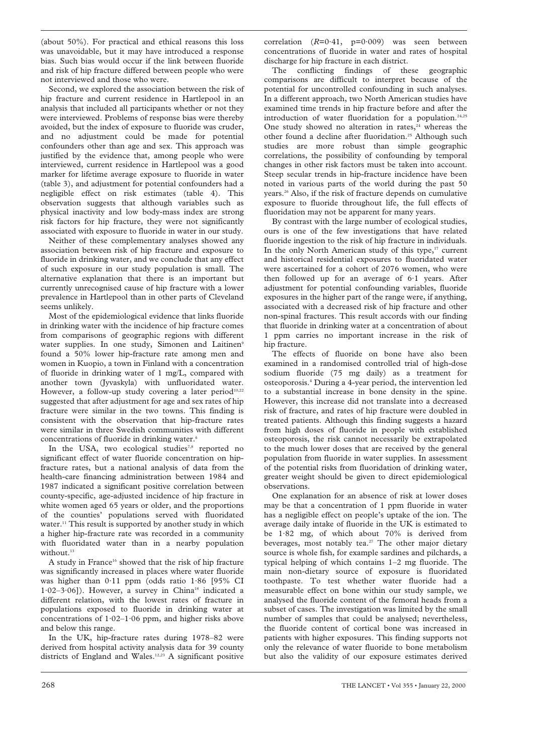(about 50%). For practical and ethical reasons this loss was unavoidable, but it may have introduced a response bias. Such bias would occur if the link between fluoride and risk of hip fracture differed between people who were not interviewed and those who were.

Second, we explored the association between the risk of hip fracture and current residence in Hartlepool in an analysis that included all participants whether or not they were interviewed. Problems of response bias were thereby avoided, but the index of exposure to fluoride was cruder, and no adjustment could be made for potential confounders other than age and sex. This approach was justified by the evidence that, among people who were interviewed, current residence in Hartlepool was a good marker for lifetime average exposure to fluoride in water (table 3), and adjustment for potential confounders had a negligible effect on risk estimates (table 4). This observation suggests that although variables such as physical inactivity and low body-mass index are strong risk factors for hip fracture, they were not significantly associated with exposure to fluoride in water in our study.

Neither of these complementary analyses showed any association between risk of hip fracture and exposure to fluoride in drinking water, and we conclude that any effect of such exposure in our study population is small. The alternative explanation that there is an important but currently unrecognised cause of hip fracture with a lower prevalence in Hartlepool than in other parts of Cleveland seems unlikely.

Most of the epidemiological evidence that links fluoride in drinking water with the incidence of hip fracture comes from comparisons of geographic regions with different water supplies. In one study, Simonen and Laitinen[9] found a 50% lower hip-fracture rate among men and women in Kuopio, a town in Finland with a concentration of fluoride in drinking water of 1 mg/L, compared with another town (Jyvaskyla) with unfluoridated water. However, a follow-up study covering a later period[10,22] suggested that after adjustment for age and sex rates of hip fracture were similar in the two towns. This finding is consistent with the observation that hip-fracture rates were similar in three Swedish communities with different concentrations of fluoride in drinking water.[6]

In the USA, two ecological studies[7,8] reported no significant effect of water fluoride concentration on hip-fracture rates, but a national analysis of data from the health-care financing administration between 1984 and 1987 indicated a significant positive correlation between county-specific, age-adjusted incidence of hip fracture in white women aged 65 years or older, and the proportions of the counties' populations served with fluoridated water.[11] This result is supported by another study in which a higher hip-fracture rate was recorded in a community with fluoridated water than in a nearby population without.[13]

A study in France[16] showed that the risk of hip fracture was significantly increased in places where water fluoride was higher than 0·11 ppm (odds ratio 1·86 [95% CI 1·02–3·06]). However, a survey in China[18] indicated a different relation, with the lowest rates of fracture in populations exposed to fluoride in drinking water at concentrations of 1·02–1·06 ppm, and higher risks above and below this range.

In the UK, hip-fracture rates during 1978–82 were derived from hospital activity analysis data for 39 county districts of England and Wales.[12,23] A significant positive correlation ($R$=0·41, p=0·009) was seen between concentrations of fluoride in water and rates of hospital discharge for hip fracture in each district.

The conflicting findings of these geographic comparisons are difficult to interpret because of the potential for uncontrolled confounding in such analyses. In a different approach, two North American studies have examined time trends in hip fracture before and after the introduction of water fluoridation for a population.[24,25] One study showed no alteration in rates,[24] whereas the other found a decline after fluoridation.[25] Although such studies are more robust than simple geographic correlations, the possibility of confounding by temporal changes in other risk factors must be taken into account. Steep secular trends in hip-fracture incidence have been noted in various parts of the world during the past 50 years.[26] Also, if the risk of fracture depends on cumulative exposure to fluoride throughout life, the full effects of fluoridation may not be apparent for many years.

By contrast with the large number of ecological studies, ours is one of the few investigations that have related fluoride ingestion to the risk of hip fracture in individuals. In the only North American study of this type,[17] current and historical residential exposures to fluoridated water were ascertained for a cohort of 2076 women, who were then followed up for an average of 6·1 years. After adjustment for potential confounding variables, fluoride exposures in the higher part of the range were, if anything, associated with a decreased risk of hip fracture and other non-spinal fractures. This result accords with our finding that fluoride in drinking water at a concentration of about 1 ppm carries no important increase in the risk of hip fracture.

The effects of fluoride on bone have also been examined in a randomised controlled trial of high-dose sodium fluoride (75 mg daily) as a treatment for osteoporosis.[4] During a 4-year period, the intervention led to a substantial increase in bone density in the spine. However, this increase did not translate into a decreased risk of fracture, and rates of hip fracture were doubled in treated patients. Although this finding suggests a hazard from high doses of fluoride in people with established osteoporosis, the risk cannot necessarily be extrapolated to the much lower doses that are received by the general population from fluoride in water supplies. In assessment of the potential risks from fluoridation of drinking water, greater weight should be given to direct epidemiological observations.

One explanation for an absence of risk at lower doses may be that a concentration of 1 ppm fluoride in water has a negligible effect on people's uptake of the ion. The average daily intake of fluoride in the UK is estimated to be 1·82 mg, of which about 70% is derived from beverages, most notably tea.[27] The other major dietary source is whole fish, for example sardines and pilchards, a typical helping of which contains 1–2 mg fluoride. The main non-dietary source of exposure is fluoridated toothpaste. To test whether water fluoride had a measurable effect on bone within our study sample, we analysed the fluoride content of the femoral heads from a subset of cases. The investigation was limited by the small number of samples that could be analysed; nevertheless, the fluoride content of cortical bone was increased in patients with higher exposures. This finding supports not only the relevance of water fluoride to bone metabolism but also the validity of our exposure estimates derived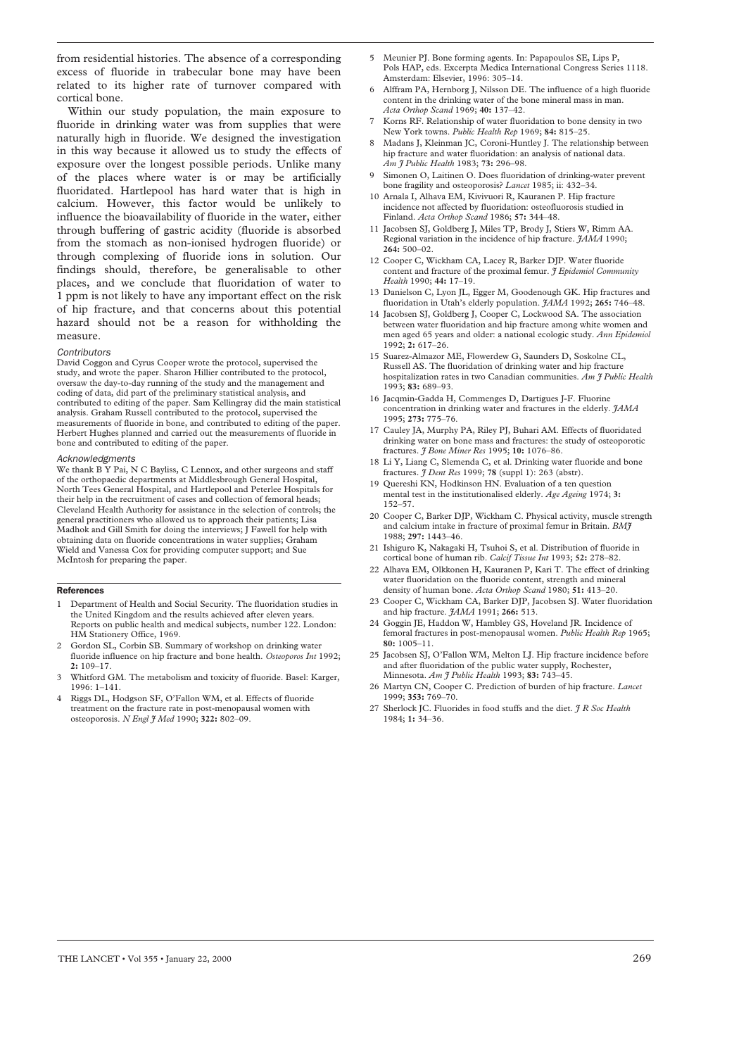from residential histories. The absence of a corresponding excess of fluoride in trabecular bone may have been related to its higher rate of turnover compared with cortical bone.

Within our study population, the main exposure to fluoride in drinking water was from supplies that were naturally high in fluoride. We designed the investigation in this way because it allowed us to study the effects of exposure over the longest possible periods. Unlike many of the places where water is or may be artificially fluoridated. Hartlepool has hard water that is high in calcium. However, this factor would be unlikely to influence the bioavailability of fluoride in the water, either through buffering of gastric acidity (fluoride is absorbed from the stomach as non-ionised hydrogen fluoride) or through complexing of fluoride ions in solution. Our findings should, therefore, be generalisable to other places, and we conclude that fluoridation of water to 1 ppm is not likely to have any important effect on the risk of hip fracture, and that concerns about this potential hazard should not be a reason for withholding the measure.

*Contributors*

David Coggon and Cyrus Cooper wrote the protocol, supervised the study, and wrote the paper. Sharon Hillier contributed to the protocol, oversaw the day-to-day running of the study and the management and coding of data, did part of the preliminary statistical analysis, and contributed to editing of the paper. Sam Kellingray did the main statistical analysis. Graham Russell contributed to the protocol, supervised the measurements of fluoride in bone, and contributed to editing of the paper. Herbert Hughes planned and carried out the measurements of fluoride in bone and contributed to editing of the paper.

*Acknowledgments*

We thank B Y Pai, N C Bayliss, C Lennox, and other surgeons and staff of the orthopaedic departments at Middlesbrough General Hospital, North Tees General Hospital, and Hartlepool and Peterlee Hospitals for their help in the recruitment of cases and collection of femoral heads; Cleveland Health Authority for assistance in the selection of controls; the general practitioners who allowed us to approach their patients; Lisa Madhok and Gill Smith for doing the interviews; J Fawell for help with obtaining data on fluoride concentrations in water supplies; Graham Wield and Vanessa Cox for providing computer support; and Sue McIntosh for preparing the paper.

## References

1. Department of Health and Social Security. The fluoridation studies in the United Kingdom and the results achieved after eleven years. Reports on public health and medical subjects, number 122. London: HM Stationery Office, 1969.
2. Gordon SL, Corbin SB. Summary of workshop on drinking water fluoride influence on hip fracture and bone health. *Osteoporos Int* 1992; **2:** 109–17.
3. Whitford GM. The metabolism and toxicity of fluoride. Basel: Karger, 1996: 1–141.
4. Riggs DL, Hodgson SF, O'Fallon WM, et al. Effects of fluoride treatment on the fracture rate in post-menopausal women with osteoporosis. *N Engl J Med* 1990; **322:** 802–09.
5. Meunier PJ. Bone forming agents. In: Papapoulos SE, Lips P, Pols HAP, eds. Excerpta Medica International Congress Series 1118. Amsterdam: Elsevier, 1996: 305–14.
6. Alffram PA, Hernborg J, Nilsson DE. The influence of a high fluoride content in the drinking water of the bone mineral mass in man. *Acta Orthop Scand* 1969; **40:** 137–42.
7. Korns RF. Relationship of water fluoridation to bone density in two New York towns. *Public Health Rep* 1969; **84:** 815–25.
8. Madans J, Kleinman JC, Coroni-Huntley J. The relationship between hip fracture and water fluoridation: an analysis of national data. *Am J Public Health* 1983; **73:** 296–98.
9. Simonen O, Laitinen O. Does fluoridation of drinking-water prevent bone fragility and osteoporosis? *Lancet* 1985; ii: 432–34.
10. Arnala I, Alhava EM, Kivivuori R, Kauranen P. Hip fracture incidence not affected by fluoridation: osteofluorosis studied in Finland. *Acta Orthop Scand* 1986; **57:** 344–48.
11. Jacobsen SJ, Goldberg J, Miles TP, Brody J, Stiers W, Rimm AA. Regional variation in the incidence of hip fracture. *JAMA* 1990; **264:** 500–02.
12. Cooper C, Wickham CA, Lacey R, Barker DJP. Water fluoride content and fracture of the proximal femur. *J Epidemiol Community Health* 1990; **44:** 17–19.
13. Danielson C, Lyon JL, Egger M, Goodenough GK. Hip fractures and fluoridation in Utah's elderly population. *JAMA* 1992; **265:** 746–48.
14. Jacobsen SJ, Goldberg J, Cooper C, Lockwood SA. The association between water fluoridation and hip fracture among white women and men aged 65 years and older: a national ecologic study. *Ann Epidemiol* 1992; **2:** 617–26.
15. Suarez-Almazor ME, Flowerdew G, Saunders D, Soskolne CL, Russell AS. The fluoridation of drinking water and hip fracture hospitalization rates in two Canadian communities. *Am J Public Health* 1993; **83:** 689–93.
16. Jacqmin-Gadda H, Commenges D, Dartigues J-F. Fluorine concentration in drinking water and fractures in the elderly. *JAMA* 1995; **273:** 775–76.
17. Cauley JA, Murphy PA, Riley PJ, Buhari AM. Effects of fluoridated drinking water on bone mass and fractures: the study of osteoporotic fractures. *J Bone Miner Res* 1995; **10:** 1076–86.
18. Li Y, Liang C, Slemenda C, et al. Drinking water fluoride and bone fractures. *J Dent Res* 1999; **78** (suppl 1): 263 (abstr).
19. Quereshi KN, Hodkinson HN. Evaluation of a ten question mental test in the institutionalised elderly. *Age Ageing* 1974; **3:** 152–57.
20. Cooper C, Barker DJP, Wickham C. Physical activity, muscle strength and calcium intake in fracture of proximal femur in Britain. *BMJ* 1988; **297:** 1443–46.
21. Ishiguro K, Nakagaki H, Tsuhoi S, et al. Distribution of fluoride in cortical bone of human rib. *Calcif Tissue Int* 1993; **52:** 278–82.
22. Alhava EM, Olkkonen H, Kauranen P, Kari T. The effect of drinking water fluoridation on the fluoride content, strength and mineral density of human bone. *Acta Orthop Scand* 1980; **51:** 413–20.
23. Cooper C, Wickham CA, Barker DJP, Jacobsen SJ. Water fluoridation and hip fracture. *JAMA* 1991; **266:** 513.
24. Goggin JE, Haddon W, Hambley GS, Hoveland JR. Incidence of femoral fractures in post-menopausal women. *Public Health Rep* 1965; **80:** 1005–11.
25. Jacobsen SJ, O'Fallon WM, Melton LJ. Hip fracture incidence before and after fluoridation of the public water supply, Rochester, Minnesota. *Am J Public Health* 1993; **83:** 743–45.
26. Martyn CN, Cooper CN. Prediction of burden of hip fracture. *Lancet* 1999; **353:** 769–70.
27. Sherlock JC. Fluorides in food stuffs and the diet. *J R Soc Health* 1984; **1:** 34–36.